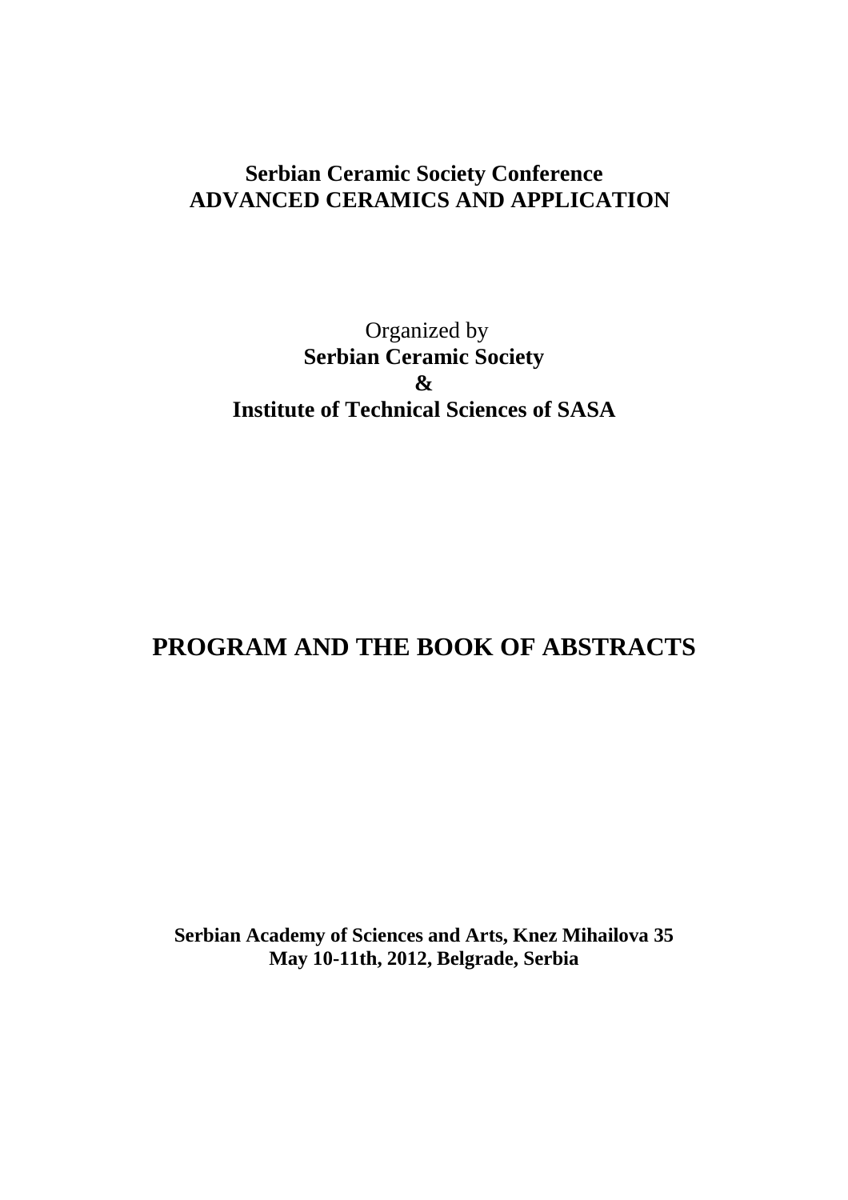**Serbian Ceramic Society Conference**
**ADVANCED CERAMICS AND APPLICATION**

Organized by
**Serbian Ceramic Society**
**&**
**Institute of Technical Sciences of SASA**

# PROGRAM AND THE BOOK OF ABSTRACTS

**Serbian Academy of Sciences and Arts, Knez Mihailova 35**
**May 10-11th, 2012, Belgrade, Serbia**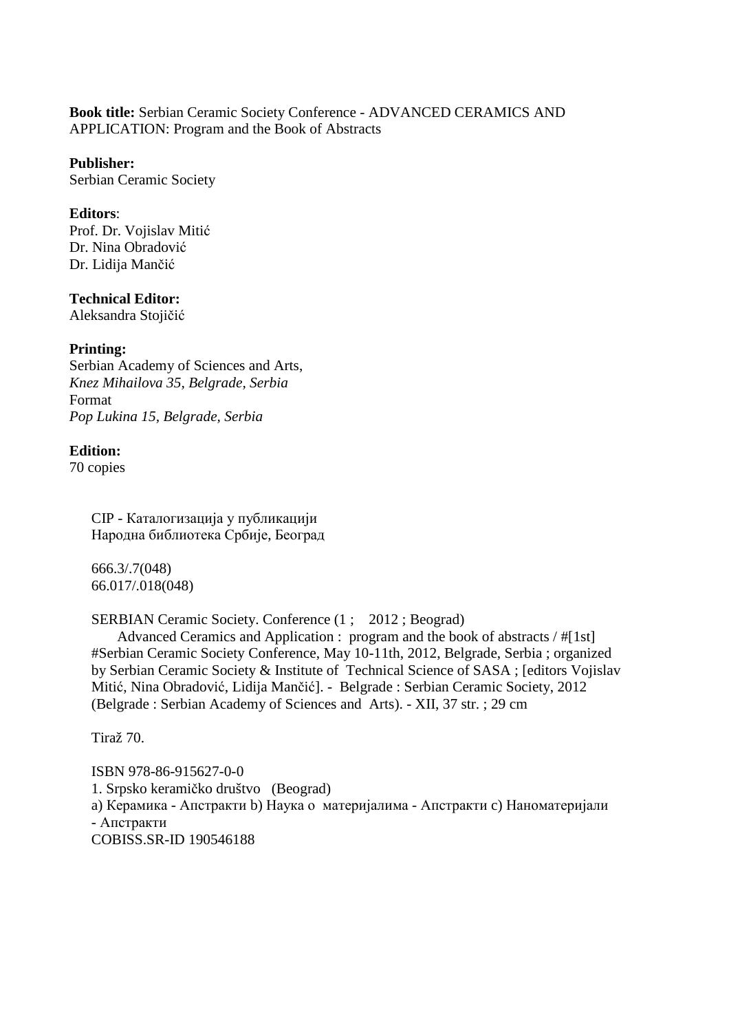**Book title:** Serbian Ceramic Society Conference - ADVANCED CERAMICS AND APPLICATION: Program and the Book of Abstracts

**Publisher:**
Serbian Ceramic Society

**Editors**:
Prof. Dr. Vojislav Mitić
Dr. Nina Obradović
Dr. Lidija Mančić

**Technical Editor:**
Aleksandra Stojičić

**Printing:**
Serbian Academy of Sciences and Arts,
*Knez Mihailova 35, Belgrade, Serbia*
Format
*Pop Lukina 15, Belgrade, Serbia*

**Edition:**
70 copies

CIP - Каталогизација у публикацији
Народна библиотека Србије, Београд

666.3/.7(048)
66.017/.018(048)

SERBIAN Ceramic Society. Conference (1 ; 2012 ; Beograd)
Advanced Ceramics and Application : program and the book of abstracts / #[1st] #Serbian Ceramic Society Conference, May 10-11th, 2012, Belgrade, Serbia ; organized by Serbian Ceramic Society & Institute of Technical Science of SASA ; [editors Vojislav Mitić, Nina Obradović, Lidija Mančić]. - Belgrade : Serbian Ceramic Society, 2012 (Belgrade : Serbian Academy of Sciences and Arts). - XII, 37 str. ; 29 cm

Tiraž 70.

ISBN 978-86-915627-0-0
1. Srpsko keramičko društvo (Beograd)
a) Керамика - Апстракти b) Наука о материјалима - Апстракти c) Наноматеријали - Апстракти
COBISS.SR-ID 190546188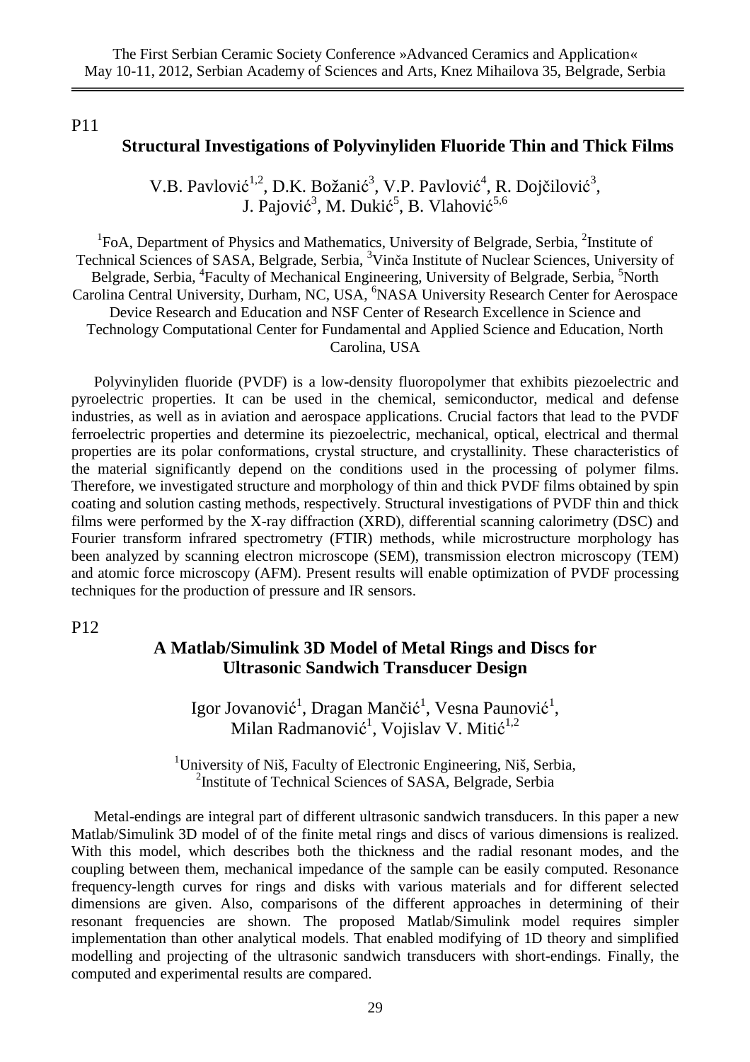P11

## Structural Investigations of Polyvinyliden Fluoride Thin and Thick Films

V.B. Pavlović[1,2], D.K. Božanić[3], V.P. Pavlović[4], R. Dojčilović[3], J. Pajović[3], M. Dukić[5], B. Vlahović[5,6]

[1]FoA, Department of Physics and Mathematics, University of Belgrade, Serbia, [2]Institute of Technical Sciences of SASA, Belgrade, Serbia, [3]Vinča Institute of Nuclear Sciences, University of Belgrade, Serbia, [4]Faculty of Mechanical Engineering, University of Belgrade, Serbia, [5]North Carolina Central University, Durham, NC, USA, [6]NASA University Research Center for Aerospace Device Research and Education and NSF Center of Research Excellence in Science and Technology Computational Center for Fundamental and Applied Science and Education, North Carolina, USA

Polyvinyliden fluoride (PVDF) is a low-density fluoropolymer that exhibits piezoelectric and pyroelectric properties. It can be used in the chemical, semiconductor, medical and defense industries, as well as in aviation and aerospace applications. Crucial factors that lead to the PVDF ferroelectric properties and determine its piezoelectric, mechanical, optical, electrical and thermal properties are its polar conformations, crystal structure, and crystallinity. These characteristics of the material significantly depend on the conditions used in the processing of polymer films. Therefore, we investigated structure and morphology of thin and thick PVDF films obtained by spin coating and solution casting methods, respectively. Structural investigations of PVDF thin and thick films were performed by the X-ray diffraction (XRD), differential scanning calorimetry (DSC) and Fourier transform infrared spectrometry (FTIR) methods, while microstructure morphology has been analyzed by scanning electron microscope (SEM), transmission electron microscopy (TEM) and atomic force microscopy (AFM). Present results will enable optimization of PVDF processing techniques for the production of pressure and IR sensors.

P12

## A Matlab/Simulink 3D Model of Metal Rings and Discs for Ultrasonic Sandwich Transducer Design

Igor Jovanović[1], Dragan Mančić[1], Vesna Paunović[1], Milan Radmanović[1], Vojislav V. Mitić[1,2]

[1]University of Niš, Faculty of Electronic Engineering, Niš, Serbia,
[2]Institute of Technical Sciences of SASA, Belgrade, Serbia

Metal-endings are integral part of different ultrasonic sandwich transducers. In this paper a new Matlab/Simulink 3D model of of the finite metal rings and discs of various dimensions is realized. With this model, which describes both the thickness and the radial resonant modes, and the coupling between them, mechanical impedance of the sample can be easily computed. Resonance frequency-length curves for rings and disks with various materials and for different selected dimensions are given. Also, comparisons of the different approaches in determining of their resonant frequencies are shown. The proposed Matlab/Simulink model requires simpler implementation than other analytical models. That enabled modifying of 1D theory and simplified modelling and projecting of the ultrasonic sandwich transducers with short-endings. Finally, the computed and experimental results are compared.